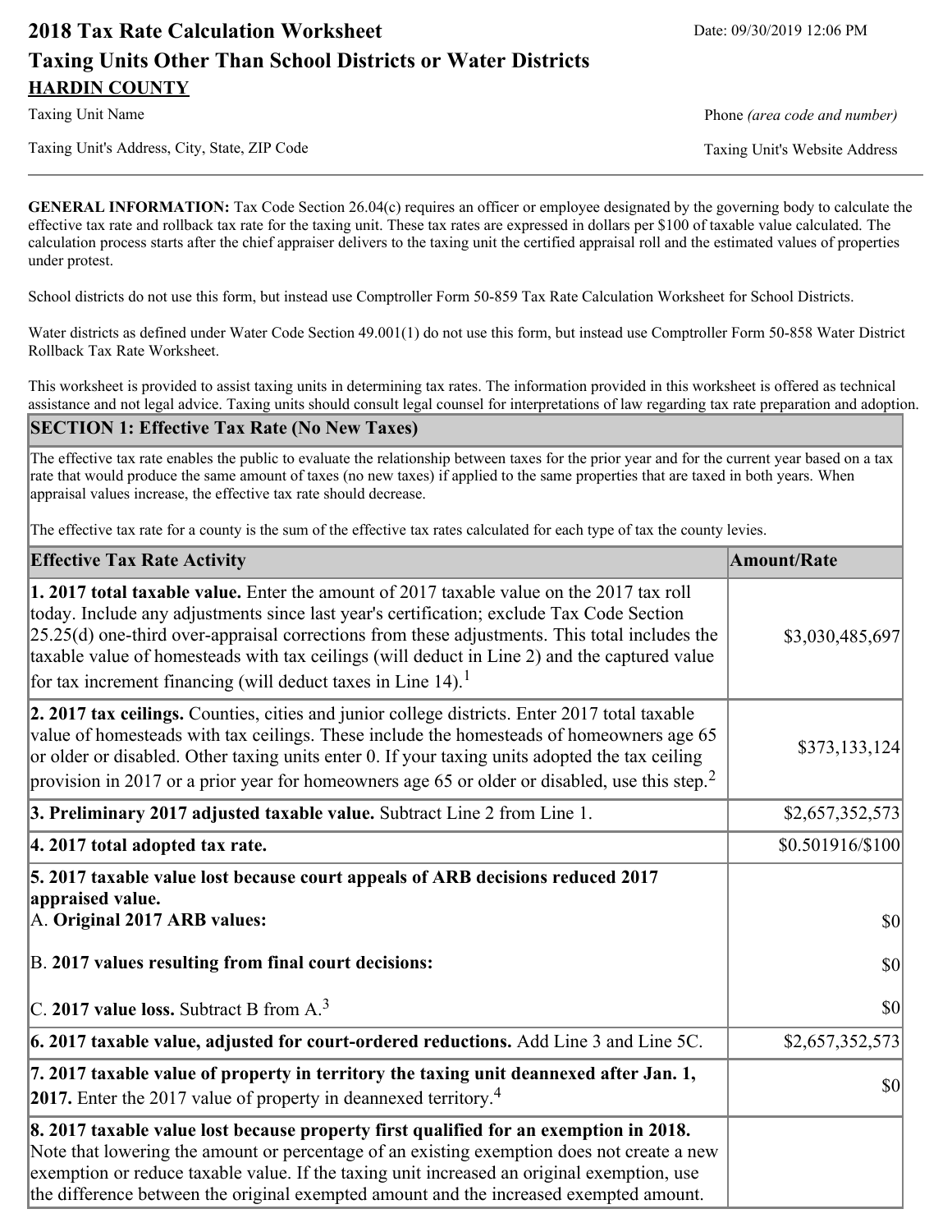# 2018 Tax Rate Calculation Worksheet

Date: 09/30/2019 12:06 PM

## Taxing Units Other Than School Districts or Water Districts

**HARDIN COUNTY**

Taxing Unit Name

Phone *(area code and number)*

Taxing Unit's Address, City, State, ZIP Code

Taxing Unit's Website Address

**GENERAL INFORMATION:** Tax Code Section 26.04(c) requires an officer or employee designated by the governing body to calculate the effective tax rate and rollback tax rate for the taxing unit. These tax rates are expressed in dollars per $100 of taxable value calculated. The calculation process starts after the chief appraiser delivers to the taxing unit the certified appraisal roll and the estimated values of properties under protest.

School districts do not use this form, but instead use Comptroller Form 50-859 Tax Rate Calculation Worksheet for School Districts.

Water districts as defined under Water Code Section 49.001(1) do not use this form, but instead use Comptroller Form 50-858 Water District Rollback Tax Rate Worksheet.

This worksheet is provided to assist taxing units in determining tax rates. The information provided in this worksheet is offered as technical assistance and not legal advice. Taxing units should consult legal counsel for interpretations of law regarding tax rate preparation and adoption.

### SECTION 1: Effective Tax Rate (No New Taxes)

The effective tax rate enables the public to evaluate the relationship between taxes for the prior year and for the current year based on a tax rate that would produce the same amount of taxes (no new taxes) if applied to the same properties that are taxed in both years. When appraisal values increase, the effective tax rate should decrease.

The effective tax rate for a county is the sum of the effective tax rates calculated for each type of tax the county levies.

| Effective Tax Rate Activity | Amount/Rate |
|---|---|
| **1. 2017 total taxable value.** Enter the amount of 2017 taxable value on the 2017 tax roll today. Include any adjustments since last year's certification; exclude Tax Code Section 25.25(d) one-third over-appraisal corrections from these adjustments. This total includes the taxable value of homesteads with tax ceilings (will deduct in Line 2) and the captured value for tax increment financing (will deduct taxes in Line 14).[1] | $3,030,485,697 |
| **2. 2017 tax ceilings.** Counties, cities and junior college districts. Enter 2017 total taxable value of homesteads with tax ceilings. These include the homesteads of homeowners age 65 or older or disabled. Other taxing units enter 0. If your taxing units adopted the tax ceiling provision in 2017 or a prior year for homeowners age 65 or older or disabled, use this step.[2] | $373,133,124 |
| **3. Preliminary 2017 adjusted taxable value.** Subtract Line 2 from Line 1. | $2,657,352,573 |
| **4. 2017 total adopted tax rate.** | $0.501916/$100 |
| **5. 2017 taxable value lost because court appeals of ARB decisions reduced 2017 appraised value.** | |
| A. **Original 2017 ARB values:** | $0 |
| B. **2017 values resulting from final court decisions:** | $0 |
| C. **2017 value loss.** Subtract B from A.[3] | $0 |
| **6. 2017 taxable value, adjusted for court-ordered reductions.** Add Line 3 and Line 5C. | $2,657,352,573 |
| **7. 2017 taxable value of property in territory the taxing unit deannexed after Jan. 1, 2017.** Enter the 2017 value of property in deannexed territory.[4] | $0 |
| **8. 2017 taxable value lost because property first qualified for an exemption in 2018.** Note that lowering the amount or percentage of an existing exemption does not create a new exemption or reduce taxable value. If the taxing unit increased an original exemption, use the difference between the original exempted amount and the increased exempted amount. | |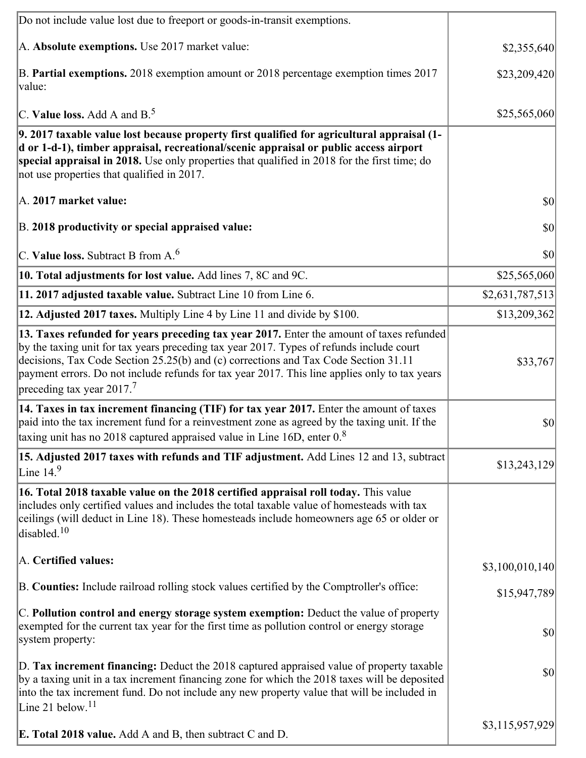| | |
|---|---|
| Do not include value lost due to freeport or goods-in-transit exemptions.<br><br>A. **Absolute exemptions.** Use 2017 market value:<br><br>B. **Partial exemptions.** 2018 exemption amount or 2018 percentage exemption times 2017 value:<br><br>C. **Value loss.** Add A and B.[5] | <br><br>$2,355,640<br><br>$23,209,420<br><br>$25,565,060 |
| **9. 2017 taxable value lost because property first qualified for agricultural appraisal (1-d or 1-d-1), timber appraisal, recreational/scenic appraisal or public access airport special appraisal in 2018.** Use only properties that qualified in 2018 for the first time; do not use properties that qualified in 2017.<br><br>A. **2017 market value:**<br><br>B. **2018 productivity or special appraised value:**<br><br>C. **Value loss.** Subtract B from A.[6] | <br><br><br><br>$0<br><br>$0<br><br>$0 |
| **10. Total adjustments for lost value.** Add lines 7, 8C and 9C. | $25,565,060 |
| **11. 2017 adjusted taxable value.** Subtract Line 10 from Line 6. | $2,631,787,513 |
| **12. Adjusted 2017 taxes.** Multiply Line 4 by Line 11 and divide by $100. | $13,209,362 |
| **13. Taxes refunded for years preceding tax year 2017.** Enter the amount of taxes refunded by the taxing unit for tax years preceding tax year 2017. Types of refunds include court decisions, Tax Code Section 25.25(b) and (c) corrections and Tax Code Section 31.11 payment errors. Do not include refunds for tax year 2017. This line applies only to tax years preceding tax year 2017.[7] | $33,767 |
| **14. Taxes in tax increment financing (TIF) for tax year 2017.** Enter the amount of taxes paid into the tax increment fund for a reinvestment zone as agreed by the taxing unit. If the taxing unit has no 2018 captured appraised value in Line 16D, enter 0.[8] | $0 |
| **15. Adjusted 2017 taxes with refunds and TIF adjustment.** Add Lines 12 and 13, subtract Line 14.[9] | $13,243,129 |
| **16. Total 2018 taxable value on the 2018 certified appraisal roll today.** This value includes only certified values and includes the total taxable value of homesteads with tax ceilings (will deduct in Line 18). These homesteads include homeowners age 65 or older or disabled.[10]<br><br>A. **Certified values:**<br><br>B. **Counties:** Include railroad rolling stock values certified by the Comptroller's office:<br><br>C. **Pollution control and energy storage system exemption:** Deduct the value of property exempted for the current tax year for the first time as pollution control or energy storage system property:<br><br>D. **Tax increment financing:** Deduct the 2018 captured appraised value of property taxable by a taxing unit in a tax increment financing zone for which the 2018 taxes will be deposited into the tax increment fund. Do not include any new property value that will be included in Line 21 below.[11]<br><br>E. **Total 2018 value.** Add A and B, then subtract C and D. | <br><br><br><br>$3,100,010,140<br><br>$15,947,789<br><br>$0<br><br>$0<br><br>$3,115,957,929 |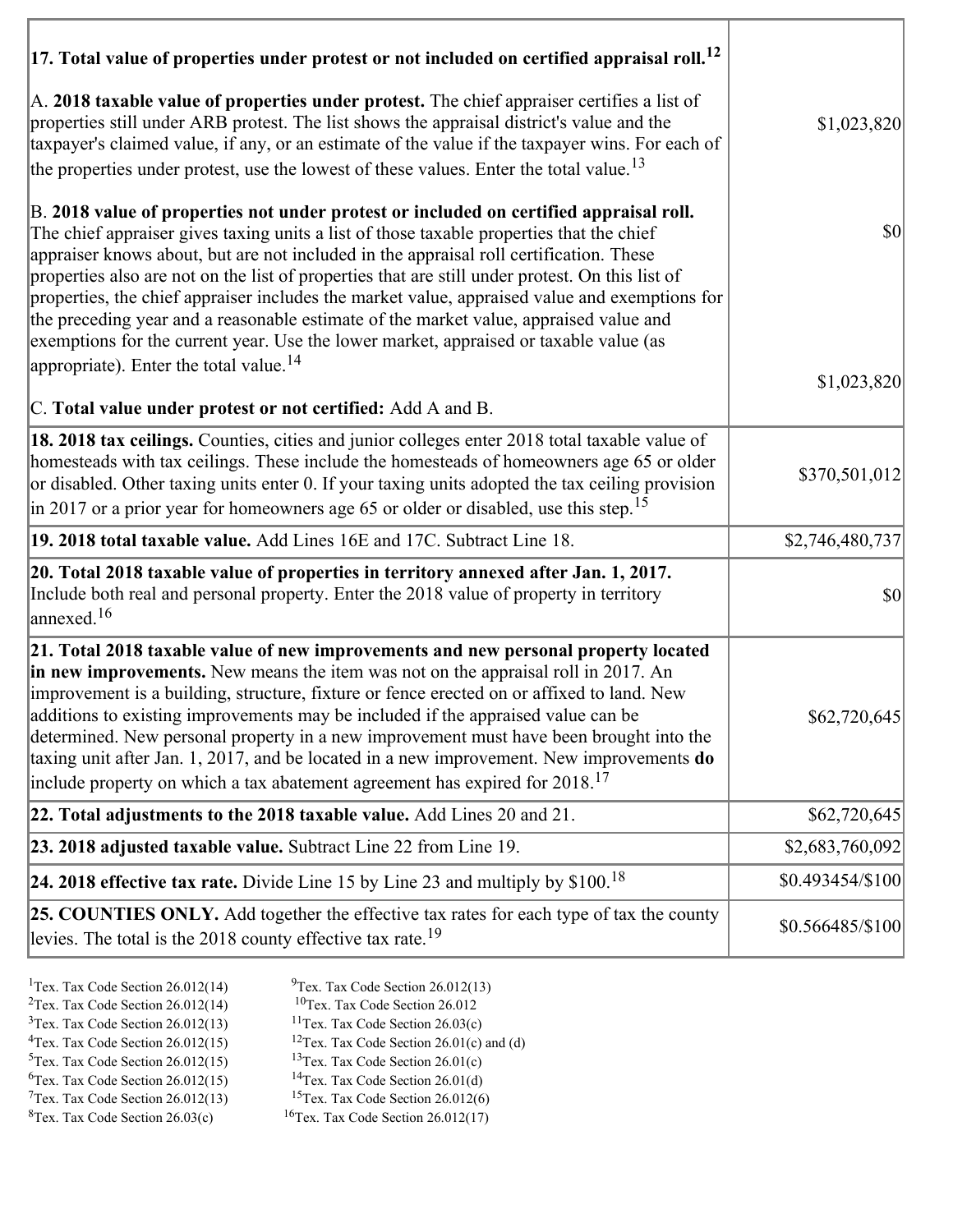| | |
|---|---|
| **17. Total value of properties under protest or not included on certified appraisal roll.**[12] | |
| A. **2018 taxable value of properties under protest.** The chief appraiser certifies a list of properties still under ARB protest. The list shows the appraisal district's value and the taxpayer's claimed value, if any, or an estimate of the value if the taxpayer wins. For each of the properties under protest, use the lowest of these values. Enter the total value.[13] | $1,023,820 |
| B. **2018 value of properties not under protest or included on certified appraisal roll.** The chief appraiser gives taxing units a list of those taxable properties that the chief appraiser knows about, but are not included in the appraisal roll certification. These properties also are not on the list of properties that are still under protest. On this list of properties, the chief appraiser includes the market value, appraised value and exemptions for the preceding year and a reasonable estimate of the market value, appraised value and exemptions for the current year. Use the lower market, appraised or taxable value (as appropriate). Enter the total value.[14] | $0 |
| C. **Total value under protest or not certified:** Add A and B. | $1,023,820 |
| **18. 2018 tax ceilings.** Counties, cities and junior colleges enter 2018 total taxable value of homesteads with tax ceilings. These include the homesteads of homeowners age 65 or older or disabled. Other taxing units enter 0. If your taxing units adopted the tax ceiling provision in 2017 or a prior year for homeowners age 65 or older or disabled, use this step.[15] | $370,501,012 |
| **19. 2018 total taxable value.** Add Lines 16E and 17C. Subtract Line 18. | $2,746,480,737 |
| **20. Total 2018 taxable value of properties in territory annexed after Jan. 1, 2017.** Include both real and personal property. Enter the 2018 value of property in territory annexed.[16] | $0 |
| **21. Total 2018 taxable value of new improvements and new personal property located in new improvements.** New means the item was not on the appraisal roll in 2017. An improvement is a building, structure, fixture or fence erected on or affixed to land. New additions to existing improvements may be included if the appraised value can be determined. New personal property in a new improvement must have been brought into the taxing unit after Jan. 1, 2017, and be located in a new improvement. New improvements **do** include property on which a tax abatement agreement has expired for 2018.[17] | $62,720,645 |
| **22. Total adjustments to the 2018 taxable value.** Add Lines 20 and 21. | $62,720,645 |
| **23. 2018 adjusted taxable value.** Subtract Line 22 from Line 19. | $2,683,760,092 |
| **24. 2018 effective tax rate.** Divide Line 15 by Line 23 and multiply by $100.[18] | $0.493454/$100 |
| **25. COUNTIES ONLY.** Add together the effective tax rates for each type of tax the county levies. The total is the 2018 county effective tax rate.[19] | $0.566485/$100 |

[1]Tex. Tax Code Section 26.012(14)
[2]Tex. Tax Code Section 26.012(14)
[3]Tex. Tax Code Section 26.012(13)
[4]Tex. Tax Code Section 26.012(15)
[5]Tex. Tax Code Section 26.012(15)
[6]Tex. Tax Code Section 26.012(15)
[7]Tex. Tax Code Section 26.012(13)
[8]Tex. Tax Code Section 26.03(c)
[9]Tex. Tax Code Section 26.012(13)
[10]Tex. Tax Code Section 26.012
[11]Tex. Tax Code Section 26.03(c)
[12]Tex. Tax Code Section 26.01(c) and (d)
[13]Tex. Tax Code Section 26.01(c)
[14]Tex. Tax Code Section 26.01(d)
[15]Tex. Tax Code Section 26.012(6)
[16]Tex. Tax Code Section 26.012(17)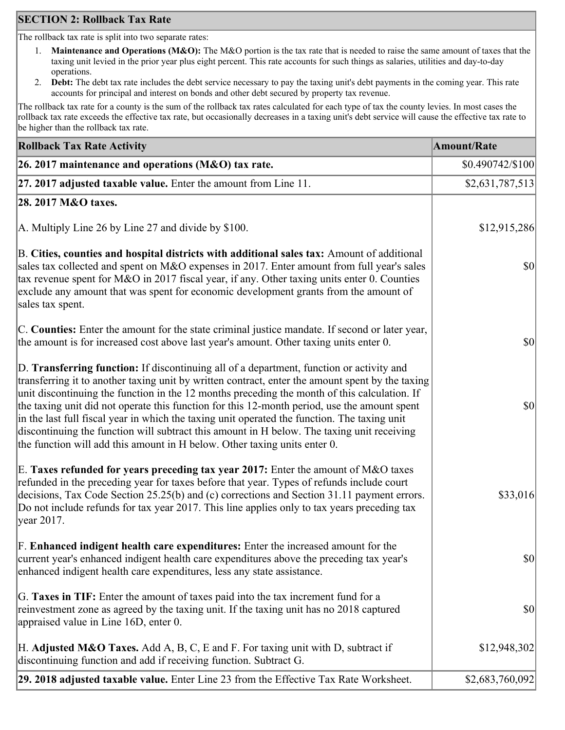## SECTION 2: Rollback Tax Rate

The rollback tax rate is split into two separate rates:

1. **Maintenance and Operations (M&O):** The M&O portion is the tax rate that is needed to raise the same amount of taxes that the taxing unit levied in the prior year plus eight percent. This rate accounts for such things as salaries, utilities and day-to-day operations.
2. **Debt:** The debt tax rate includes the debt service necessary to pay the taxing unit's debt payments in the coming year. This rate accounts for principal and interest on bonds and other debt secured by property tax revenue.

The rollback tax rate for a county is the sum of the rollback tax rates calculated for each type of tax the county levies. In most cases the rollback tax rate exceeds the effective tax rate, but occasionally decreases in a taxing unit's debt service will cause the effective tax rate to be higher than the rollback tax rate.

| Rollback Tax Rate Activity | Amount/Rate |
| --- | --- |
| **26. 2017 maintenance and operations (M&O) tax rate.** | $0.490742/$100 |
| **27. 2017 adjusted taxable value.** Enter the amount from Line 11. | $2,631,787,513 |
| **28. 2017 M&O taxes.** | |
| A. Multiply Line 26 by Line 27 and divide by $100. | $12,915,286 |
| B. **Cities, counties and hospital districts with additional sales tax:** Amount of additional sales tax collected and spent on M&O expenses in 2017. Enter amount from full year's sales tax revenue spent for M&O in 2017 fiscal year, if any. Other taxing units enter 0. Counties exclude any amount that was spent for economic development grants from the amount of sales tax spent. | $0 |
| C. **Counties:** Enter the amount for the state criminal justice mandate. If second or later year, the amount is for increased cost above last year's amount. Other taxing units enter 0. | $0 |
| D. **Transferring function:** If discontinuing all of a department, function or activity and transferring it to another taxing unit by written contract, enter the amount spent by the taxing unit discontinuing the function in the 12 months preceding the month of this calculation. If the taxing unit did not operate this function for this 12-month period, use the amount spent in the last full fiscal year in which the taxing unit operated the function. The taxing unit discontinuing the function will subtract this amount in H below. The taxing unit receiving the function will add this amount in H below. Other taxing units enter 0. | $0 |
| E. **Taxes refunded for years preceding tax year 2017:** Enter the amount of M&O taxes refunded in the preceding year for taxes before that year. Types of refunds include court decisions, Tax Code Section 25.25(b) and (c) corrections and Section 31.11 payment errors. Do not include refunds for tax year 2017. This line applies only to tax years preceding tax year 2017. | $33,016 |
| F. **Enhanced indigent health care expenditures:** Enter the increased amount for the current year's enhanced indigent health care expenditures above the preceding tax year's enhanced indigent health care expenditures, less any state assistance. | $0 |
| G. **Taxes in TIF:** Enter the amount of taxes paid into the tax increment fund for a reinvestment zone as agreed by the taxing unit. If the taxing unit has no 2018 captured appraised value in Line 16D, enter 0. | $0 |
| H. **Adjusted M&O Taxes.** Add A, B, C, E and F. For taxing unit with D, subtract if discontinuing function and add if receiving function. Subtract G. | $12,948,302 |
| **29. 2018 adjusted taxable value.** Enter Line 23 from the Effective Tax Rate Worksheet. | $2,683,760,092 |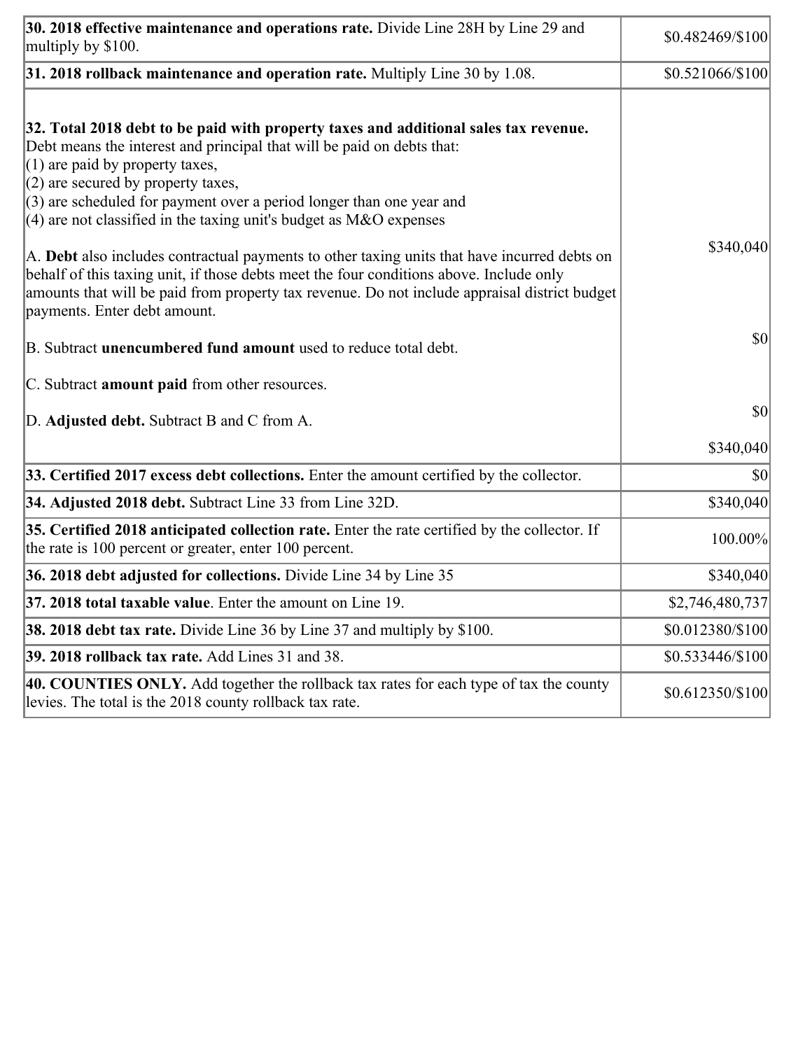| | |
|---|---|
| **30. 2018 effective maintenance and operations rate.** Divide Line 28H by Line 29 and multiply by \$100. | \$0.482469/\$100 |
| **31. 2018 rollback maintenance and operation rate.** Multiply Line 30 by 1.08. | \$0.521066/\$100 |
| **32. Total 2018 debt to be paid with property taxes and additional sales tax revenue.**<br>Debt means the interest and principal that will be paid on debts that:<br>(1) are paid by property taxes,<br>(2) are secured by property taxes,<br>(3) are scheduled for payment over a period longer than one year and<br>(4) are not classified in the taxing unit's budget as M&O expenses<br><br>A. **Debt** also includes contractual payments to other taxing units that have incurred debts on behalf of this taxing unit, if those debts meet the four conditions above. Include only amounts that will be paid from property tax revenue. Do not include appraisal district budget payments. Enter debt amount.<br><br>B. Subtract **unencumbered fund amount** used to reduce total debt.<br><br>C. Subtract **amount paid** from other resources.<br><br>D. **Adjusted debt.** Subtract B and C from A. | \$340,040<br><br>\$0<br><br>\$0<br><br>\$340,040 |
| **33. Certified 2017 excess debt collections.** Enter the amount certified by the collector. | \$0 |
| **34. Adjusted 2018 debt.** Subtract Line 33 from Line 32D. | \$340,040 |
| **35. Certified 2018 anticipated collection rate.** Enter the rate certified by the collector. If the rate is 100 percent or greater, enter 100 percent. | 100.00% |
| **36. 2018 debt adjusted for collections.** Divide Line 34 by Line 35 | \$340,040 |
| **37. 2018 total taxable value**. Enter the amount on Line 19. | \$2,746,480,737 |
| **38. 2018 debt tax rate.** Divide Line 36 by Line 37 and multiply by \$100. | \$0.012380/\$100 |
| **39. 2018 rollback tax rate.** Add Lines 31 and 38. | \$0.533446/\$100 |
| **40. COUNTIES ONLY.** Add together the rollback tax rates for each type of tax the county levies. The total is the 2018 county rollback tax rate. | \$0.612350/\$100 |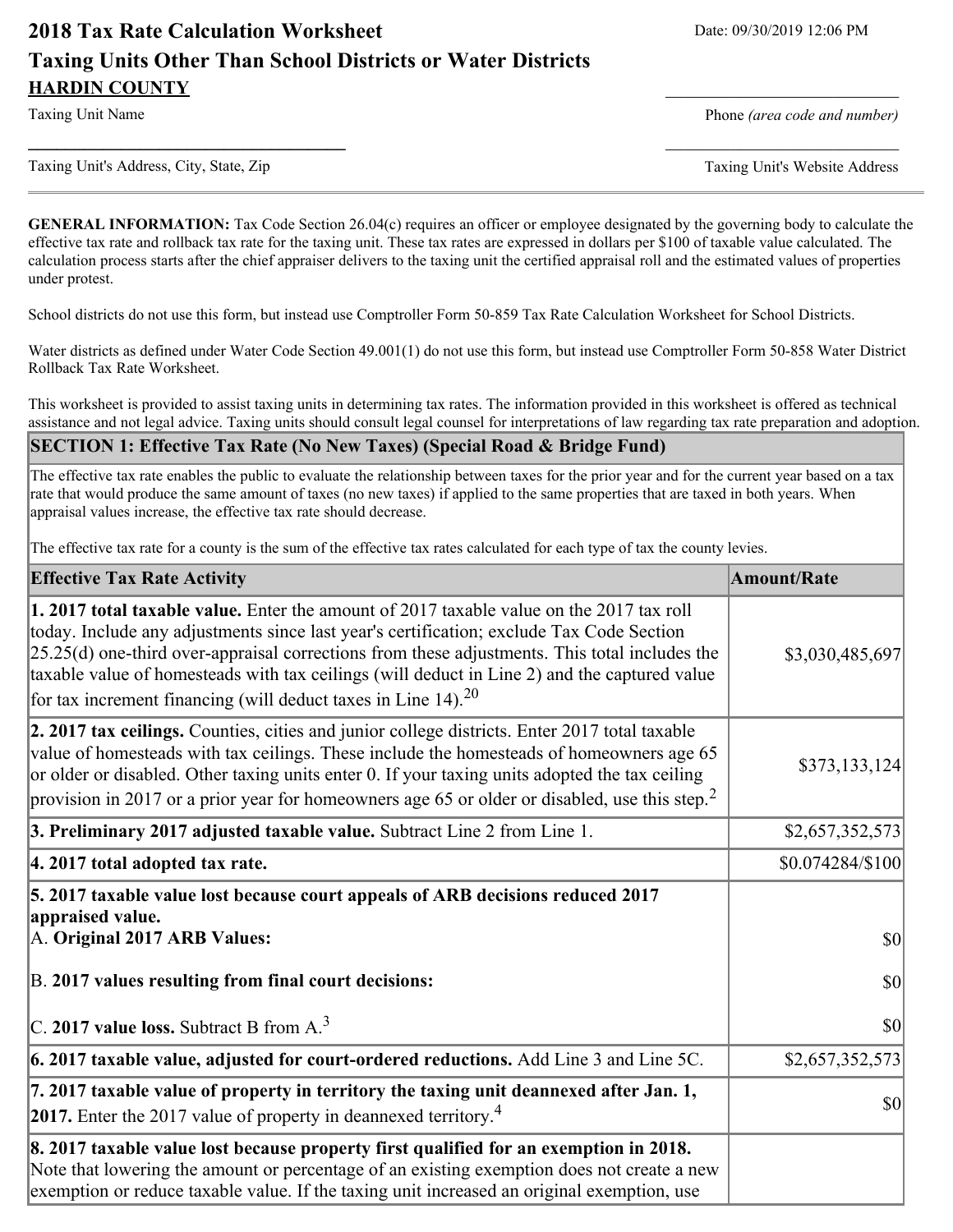# 2018 Tax Rate Calculation Worksheet

Date: 09/30/2019 12:06 PM

## Taxing Units Other Than School Districts or Water Districts

**HARDIN COUNTY**

Taxing Unit Name

Phone *(area code and number)*

Taxing Unit's Address, City, State, Zip

Taxing Unit's Website Address

---

**GENERAL INFORMATION:** Tax Code Section 26.04(c) requires an officer or employee designated by the governing body to calculate the effective tax rate and rollback tax rate for the taxing unit. These tax rates are expressed in dollars per $100 of taxable value calculated. The calculation process starts after the chief appraiser delivers to the taxing unit the certified appraisal roll and the estimated values of properties under protest.

School districts do not use this form, but instead use Comptroller Form 50-859 Tax Rate Calculation Worksheet for School Districts.

Water districts as defined under Water Code Section 49.001(1) do not use this form, but instead use Comptroller Form 50-858 Water District Rollback Tax Rate Worksheet.

This worksheet is provided to assist taxing units in determining tax rates. The information provided in this worksheet is offered as technical assistance and not legal advice. Taxing units should consult legal counsel for interpretations of law regarding tax rate preparation and adoption.

### SECTION 1: Effective Tax Rate (No New Taxes) (Special Road & Bridge Fund)

The effective tax rate enables the public to evaluate the relationship between taxes for the prior year and for the current year based on a tax rate that would produce the same amount of taxes (no new taxes) if applied to the same properties that are taxed in both years. When appraisal values increase, the effective tax rate should decrease.

The effective tax rate for a county is the sum of the effective tax rates calculated for each type of tax the county levies.

| Effective Tax Rate Activity | Amount/Rate |
|---|---|
| **1. 2017 total taxable value.** Enter the amount of 2017 taxable value on the 2017 tax roll today. Include any adjustments since last year's certification; exclude Tax Code Section 25.25(d) one-third over-appraisal corrections from these adjustments. This total includes the taxable value of homesteads with tax ceilings (will deduct in Line 2) and the captured value for tax increment financing (will deduct taxes in Line 14).[20] | $3,030,485,697 |
| **2. 2017 tax ceilings.** Counties, cities and junior college districts. Enter 2017 total taxable value of homesteads with tax ceilings. These include the homesteads of homeowners age 65 or older or disabled. Other taxing units enter 0. If your taxing units adopted the tax ceiling provision in 2017 or a prior year for homeowners age 65 or older or disabled, use this step.[2] | $373,133,124 |
| **3. Preliminary 2017 adjusted taxable value.** Subtract Line 2 from Line 1. | $2,657,352,573 |
| **4. 2017 total adopted tax rate.** | $0.074284/$100 |
| **5. 2017 taxable value lost because court appeals of ARB decisions reduced 2017 appraised value.**<br>A. **Original 2017 ARB Values:**<br>B. **2017 values resulting from final court decisions:**<br>C. **2017 value loss.** Subtract B from A.[3] | <br><br>$0<br>$0<br>$0 |
| **6. 2017 taxable value, adjusted for court-ordered reductions.** Add Line 3 and Line 5C. | $2,657,352,573 |
| **7. 2017 taxable value of property in territory the taxing unit deannexed after Jan. 1, 2017.** Enter the 2017 value of property in deannexed territory.[4] | $0 |
| **8. 2017 taxable value lost because property first qualified for an exemption in 2018.** Note that lowering the amount or percentage of an existing exemption does not create a new exemption or reduce taxable value. If the taxing unit increased an original exemption, use | |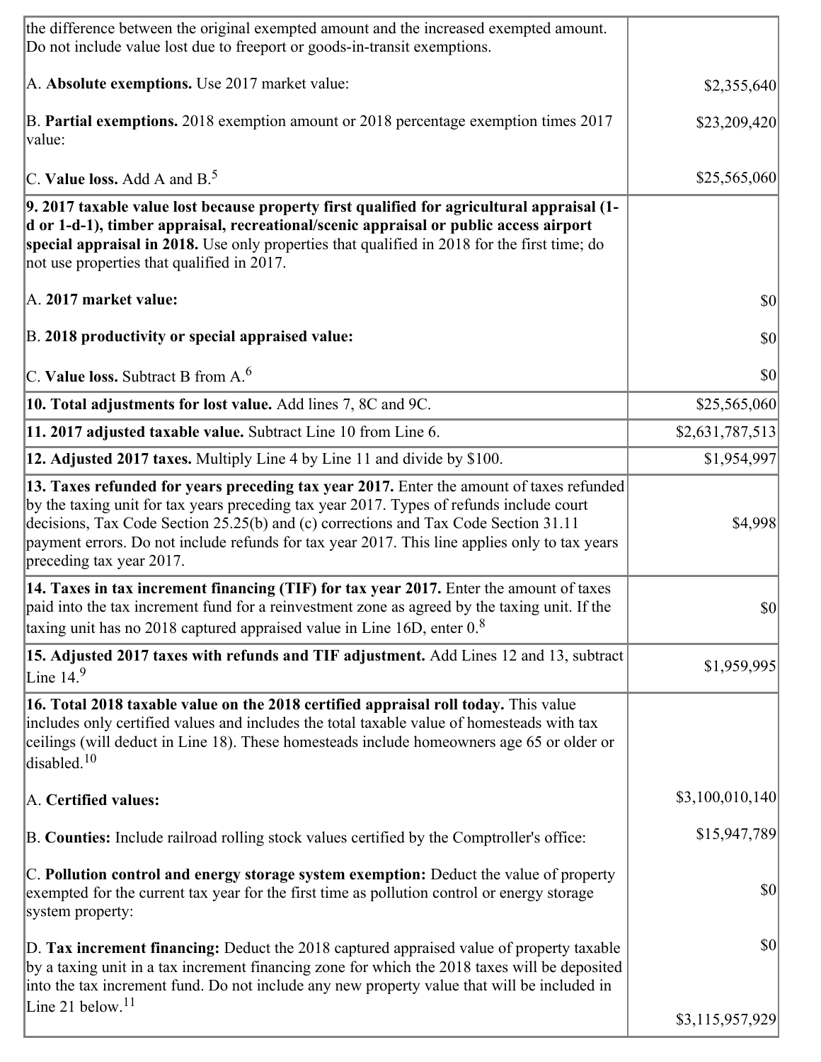| | |
|---|---|
| the difference between the original exempted amount and the increased exempted amount. Do not include value lost due to freeport or goods-in-transit exemptions.<br><br>A. **Absolute exemptions.** Use 2017 market value:<br><br>B. **Partial exemptions.** 2018 exemption amount or 2018 percentage exemption times 2017 value:<br><br>C. **Value loss.** Add A and B.[5] | <br><br>$2,355,640<br><br>$23,209,420<br><br>$25,565,060 |
| **9. 2017 taxable value lost because property first qualified for agricultural appraisal (1-d or 1-d-1), timber appraisal, recreational/scenic appraisal or public access airport special appraisal in 2018.** Use only properties that qualified in 2018 for the first time; do not use properties that qualified in 2017.<br><br>A. **2017 market value:**<br><br>B. **2018 productivity or special appraised value:**<br><br>C. **Value loss.** Subtract B from A.[6] | <br><br>$0<br><br>$0<br><br>$0 |
| **10. Total adjustments for lost value.** Add lines 7, 8C and 9C. | $25,565,060 |
| **11. 2017 adjusted taxable value.** Subtract Line 10 from Line 6. | $2,631,787,513 |
| **12. Adjusted 2017 taxes.** Multiply Line 4 by Line 11 and divide by $100. | $1,954,997 |
| **13. Taxes refunded for years preceding tax year 2017.** Enter the amount of taxes refunded by the taxing unit for tax years preceding tax year 2017. Types of refunds include court decisions, Tax Code Section 25.25(b) and (c) corrections and Tax Code Section 31.11 payment errors. Do not include refunds for tax year 2017. This line applies only to tax years preceding tax year 2017. | $4,998 |
| **14. Taxes in tax increment financing (TIF) for tax year 2017.** Enter the amount of taxes paid into the tax increment fund for a reinvestment zone as agreed by the taxing unit. If the taxing unit has no 2018 captured appraised value in Line 16D, enter 0.[8] | $0 |
| **15. Adjusted 2017 taxes with refunds and TIF adjustment.** Add Lines 12 and 13, subtract Line 14.[9] | $1,959,995 |
| **16. Total 2018 taxable value on the 2018 certified appraisal roll today.** This value includes only certified values and includes the total taxable value of homesteads with tax ceilings (will deduct in Line 18). These homesteads include homeowners age 65 or older or disabled.[10]<br><br>A. **Certified values:**<br><br>B. **Counties:** Include railroad rolling stock values certified by the Comptroller's office:<br><br>C. **Pollution control and energy storage system exemption:** Deduct the value of property exempted for the current tax year for the first time as pollution control or energy storage system property:<br><br>D. **Tax increment financing:** Deduct the 2018 captured appraised value of property taxable by a taxing unit in a tax increment financing zone for which the 2018 taxes will be deposited into the tax increment fund. Do not include any new property value that will be included in Line 21 below.[11] | <br><br>$3,100,010,140<br><br>$15,947,789<br><br>$0<br><br>$0<br><br>$3,115,957,929 |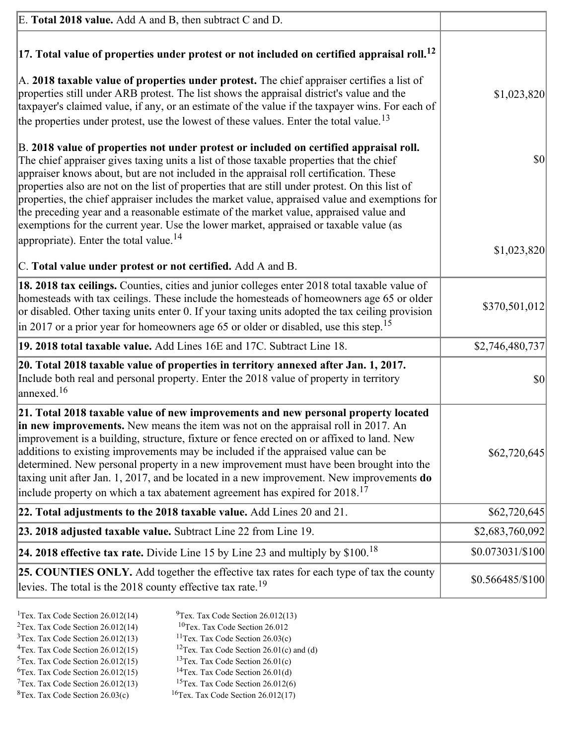| | |
|---|---|
| E. **Total 2018 value.** Add A and B, then subtract C and D. | |
| **17. Total value of properties under protest or not included on certified appraisal roll.**[12]<br><br>A. **2018 taxable value of properties under protest.** The chief appraiser certifies a list of properties still under ARB protest. The list shows the appraisal district's value and the taxpayer's claimed value, if any, or an estimate of the value if the taxpayer wins. For each of the properties under protest, use the lowest of these values. Enter the total value.[13]<br><br>B. **2018 value of properties not under protest or included on certified appraisal roll.** The chief appraiser gives taxing units a list of those taxable properties that the chief appraiser knows about, but are not included in the appraisal roll certification. These properties also are not on the list of properties that are still under protest. On this list of properties, the chief appraiser includes the market value, appraised value and exemptions for the preceding year and a reasonable estimate of the market value, appraised value and exemptions for the current year. Use the lower market, appraised or taxable value (as appropriate). Enter the total value.[14]<br><br>C. **Total value under protest or not certified.** Add A and B. | $1,023,820<br><br>$0<br><br>$1,023,820 |
| **18. 2018 tax ceilings.** Counties, cities and junior colleges enter 2018 total taxable value of homesteads with tax ceilings. These include the homesteads of homeowners age 65 or older or disabled. Other taxing units enter 0. If your taxing units adopted the tax ceiling provision in 2017 or a prior year for homeowners age 65 or older or disabled, use this step.[15] | $370,501,012 |
| **19. 2018 total taxable value.** Add Lines 16E and 17C. Subtract Line 18. | $2,746,480,737 |
| **20. Total 2018 taxable value of properties in territory annexed after Jan. 1, 2017.** Include both real and personal property. Enter the 2018 value of property in territory annexed.[16] | $0 |
| **21. Total 2018 taxable value of new improvements and new personal property located in new improvements.** New means the item was not on the appraisal roll in 2017. An improvement is a building, structure, fixture or fence erected on or affixed to land. New additions to existing improvements may be included if the appraised value can be determined. New personal property in a new improvement must have been brought into the taxing unit after Jan. 1, 2017, and be located in a new improvement. New improvements **do** include property on which a tax abatement agreement has expired for 2018.[17] | $62,720,645 |
| **22. Total adjustments to the 2018 taxable value.** Add Lines 20 and 21. | $62,720,645 |
| **23. 2018 adjusted taxable value.** Subtract Line 22 from Line 19. | $2,683,760,092 |
| **24. 2018 effective tax rate.** Divide Line 15 by Line 23 and multiply by $100.[18] | $0.073031/$100 |
| **25. COUNTIES ONLY.** Add together the effective tax rates for each type of tax the county levies. The total is the 2018 county effective tax rate.[19] | $0.566485/$100 |

[1]Tex. Tax Code Section 26.012(14)
[2]Tex. Tax Code Section 26.012(14)
[3]Tex. Tax Code Section 26.012(13)
[4]Tex. Tax Code Section 26.012(15)
[5]Tex. Tax Code Section 26.012(15)
[6]Tex. Tax Code Section 26.012(15)
[7]Tex. Tax Code Section 26.012(13)
[8]Tex. Tax Code Section 26.03(c)
[9]Tex. Tax Code Section 26.012(13)
[10]Tex. Tax Code Section 26.012
[11]Tex. Tax Code Section 26.03(c)
[12]Tex. Tax Code Section 26.01(c) and (d)
[13]Tex. Tax Code Section 26.01(c)
[14]Tex. Tax Code Section 26.01(d)
[15]Tex. Tax Code Section 26.012(6)
[16]Tex. Tax Code Section 26.012(17)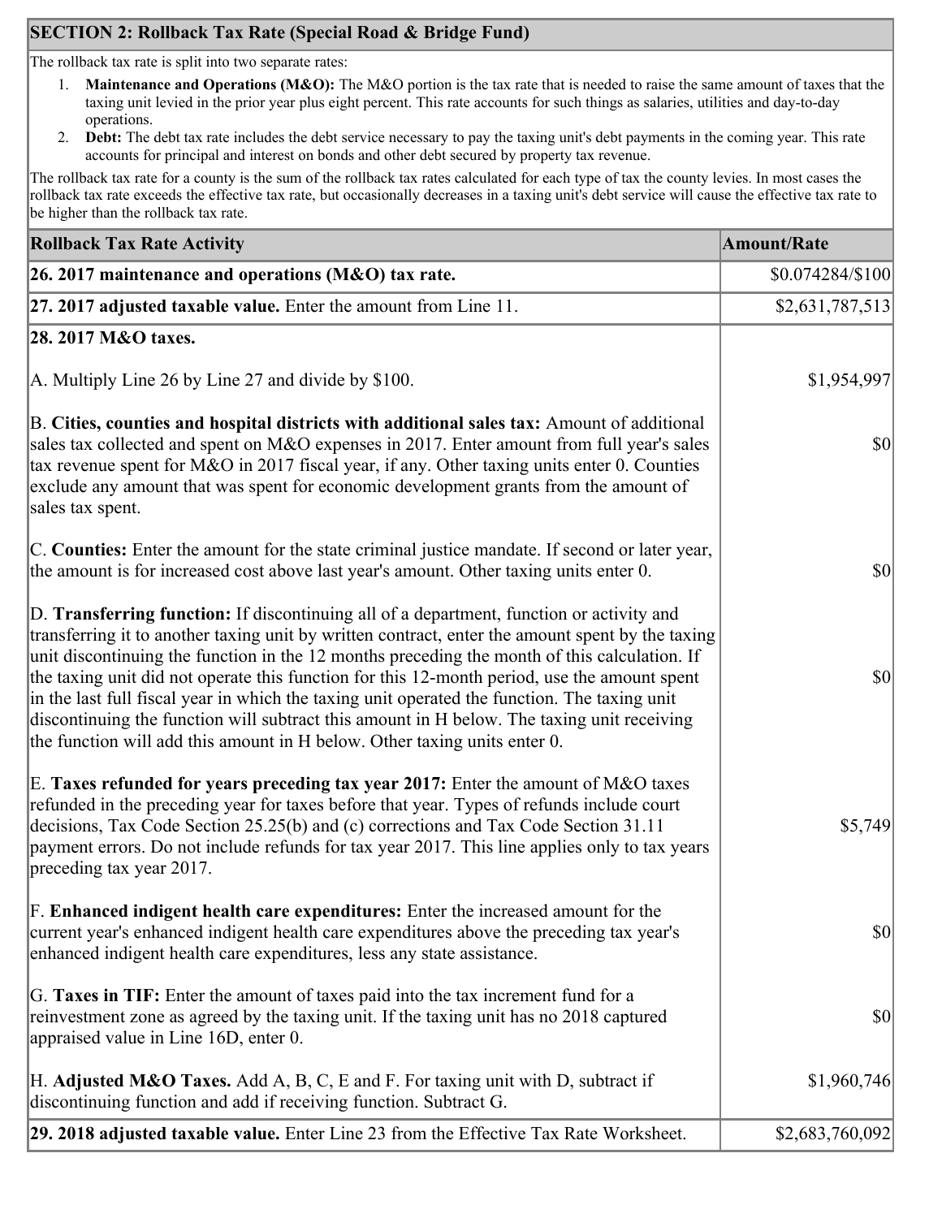## SECTION 2: Rollback Tax Rate (Special Road & Bridge Fund)

The rollback tax rate is split into two separate rates:

1. **Maintenance and Operations (M&O):** The M&O portion is the tax rate that is needed to raise the same amount of taxes that the taxing unit levied in the prior year plus eight percent. This rate accounts for such things as salaries, utilities and day-to-day operations.
2. **Debt:** The debt tax rate includes the debt service necessary to pay the taxing unit's debt payments in the coming year. This rate accounts for principal and interest on bonds and other debt secured by property tax revenue.

The rollback tax rate for a county is the sum of the rollback tax rates calculated for each type of tax the county levies. In most cases the rollback tax rate exceeds the effective tax rate, but occasionally decreases in a taxing unit's debt service will cause the effective tax rate to be higher than the rollback tax rate.

| Rollback Tax Rate Activity | Amount/Rate |
|---|---|
| **26. 2017 maintenance and operations (M&O) tax rate.** | $0.074284/$100 |
| **27. 2017 adjusted taxable value.** Enter the amount from Line 11. | $2,631,787,513 |
| **28. 2017 M&O taxes.** | |
| A. Multiply Line 26 by Line 27 and divide by $100. | $1,954,997 |
| B. **Cities, counties and hospital districts with additional sales tax:** Amount of additional sales tax collected and spent on M&O expenses in 2017. Enter amount from full year's sales tax revenue spent for M&O in 2017 fiscal year, if any. Other taxing units enter 0. Counties exclude any amount that was spent for economic development grants from the amount of sales tax spent. | $0 |
| C. **Counties:** Enter the amount for the state criminal justice mandate. If second or later year, the amount is for increased cost above last year's amount. Other taxing units enter 0. | $0 |
| D. **Transferring function:** If discontinuing all of a department, function or activity and transferring it to another taxing unit by written contract, enter the amount spent by the taxing unit discontinuing the function in the 12 months preceding the month of this calculation. If the taxing unit did not operate this function for this 12-month period, use the amount spent in the last full fiscal year in which the taxing unit operated the function. The taxing unit discontinuing the function will subtract this amount in H below. The taxing unit receiving the function will add this amount in H below. Other taxing units enter 0. | $0 |
| E. **Taxes refunded for years preceding tax year 2017:** Enter the amount of M&O taxes refunded in the preceding year for taxes before that year. Types of refunds include court decisions, Tax Code Section 25.25(b) and (c) corrections and Tax Code Section 31.11 payment errors. Do not include refunds for tax year 2017. This line applies only to tax years preceding tax year 2017. | $5,749 |
| F. **Enhanced indigent health care expenditures:** Enter the increased amount for the current year's enhanced indigent health care expenditures above the preceding tax year's enhanced indigent health care expenditures, less any state assistance. | $0 |
| G. **Taxes in TIF:** Enter the amount of taxes paid into the tax increment fund for a reinvestment zone as agreed by the taxing unit. If the taxing unit has no 2018 captured appraised value in Line 16D, enter 0. | $0 |
| H. **Adjusted M&O Taxes.** Add A, B, C, E and F. For taxing unit with D, subtract if discontinuing function and add if receiving function. Subtract G. | $1,960,746 |
| **29. 2018 adjusted taxable value.** Enter Line 23 from the Effective Tax Rate Worksheet. | $2,683,760,092 |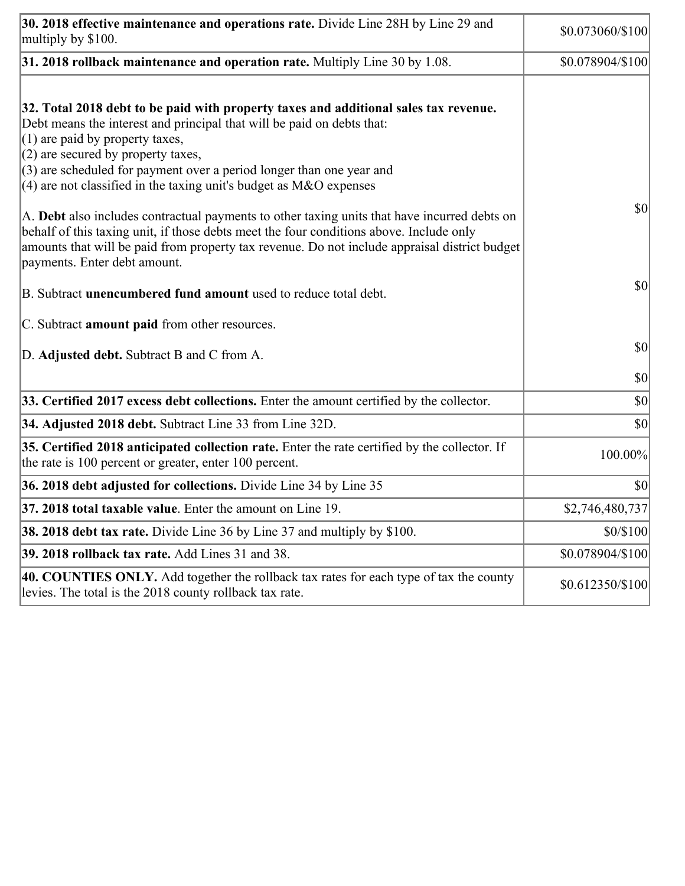| | |
|---|---|
| **30. 2018 effective maintenance and operations rate.** Divide Line 28H by Line 29 and multiply by \$100. | \$0.073060/\$100 |
| **31. 2018 rollback maintenance and operation rate.** Multiply Line 30 by 1.08. | \$0.078904/\$100 |
| **32. Total 2018 debt to be paid with property taxes and additional sales tax revenue.** Debt means the interest and principal that will be paid on debts that:<br>(1) are paid by property taxes,<br>(2) are secured by property taxes,<br>(3) are scheduled for payment over a period longer than one year and<br>(4) are not classified in the taxing unit's budget as M&O expenses<br><br>A. **Debt** also includes contractual payments to other taxing units that have incurred debts on behalf of this taxing unit, if those debts meet the four conditions above. Include only amounts that will be paid from property tax revenue. Do not include appraisal district budget payments. Enter debt amount.<br><br>B. Subtract **unencumbered fund amount** used to reduce total debt.<br><br>C. Subtract **amount paid** from other resources.<br><br>D. **Adjusted debt.** Subtract B and C from A. | \$0<br><br>\$0<br><br>\$0<br><br>\$0 |
| **33. Certified 2017 excess debt collections.** Enter the amount certified by the collector. | \$0 |
| **34. Adjusted 2018 debt.** Subtract Line 33 from Line 32D. | \$0 |
| **35. Certified 2018 anticipated collection rate.** Enter the rate certified by the collector. If the rate is 100 percent or greater, enter 100 percent. | 100.00% |
| **36. 2018 debt adjusted for collections.** Divide Line 34 by Line 35 | \$0 |
| **37. 2018 total taxable value**. Enter the amount on Line 19. | \$2,746,480,737 |
| **38. 2018 debt tax rate.** Divide Line 36 by Line 37 and multiply by \$100. | \$0/\$100 |
| **39. 2018 rollback tax rate.** Add Lines 31 and 38. | \$0.078904/\$100 |
| **40. COUNTIES ONLY.** Add together the rollback tax rates for each type of tax the county levies. The total is the 2018 county rollback tax rate. | \$0.612350/\$100 |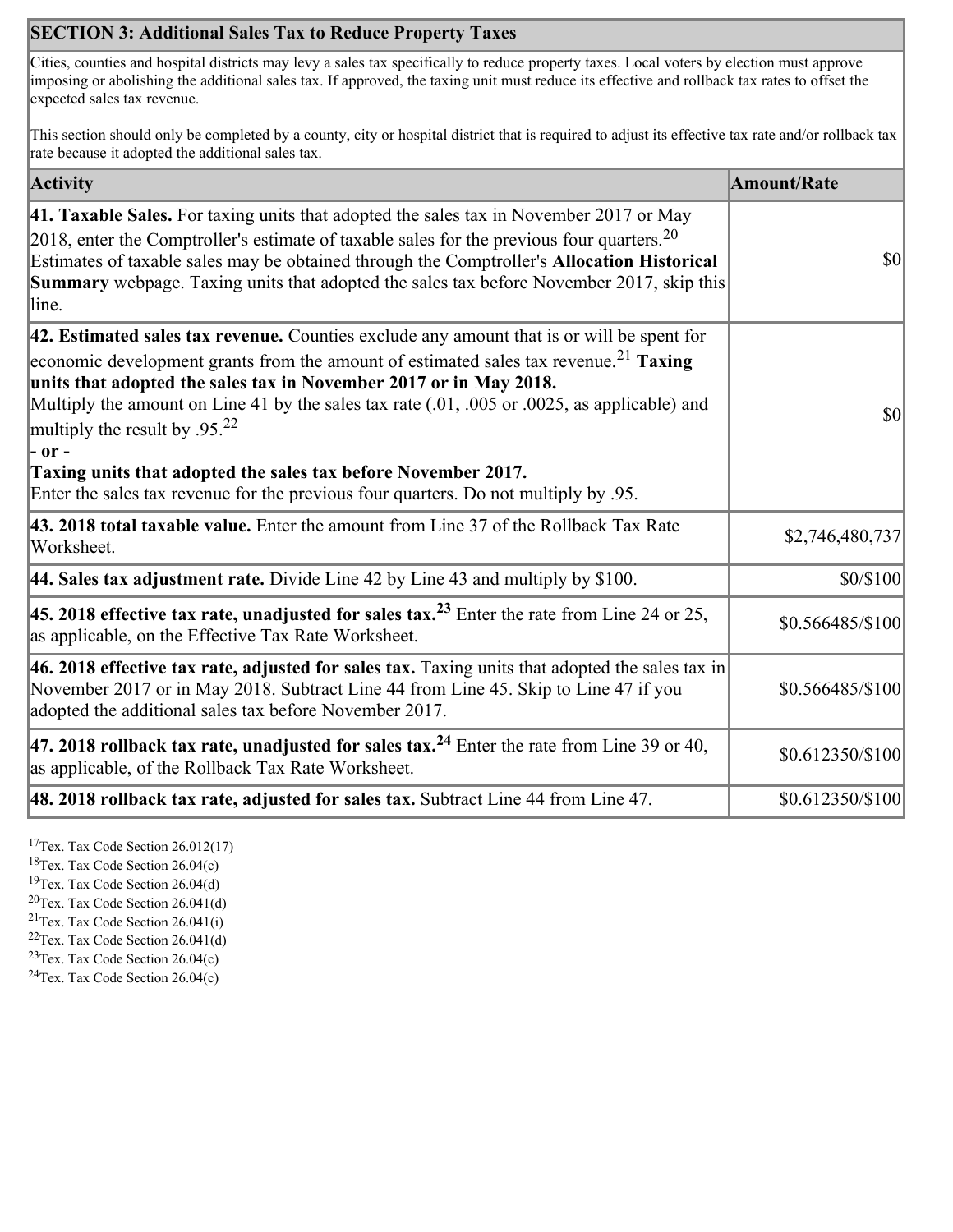## SECTION 3: Additional Sales Tax to Reduce Property Taxes

Cities, counties and hospital districts may levy a sales tax specifically to reduce property taxes. Local voters by election must approve imposing or abolishing the additional sales tax. If approved, the taxing unit must reduce its effective and rollback tax rates to offset the expected sales tax revenue.

This section should only be completed by a county, city or hospital district that is required to adjust its effective tax rate and/or rollback tax rate because it adopted the additional sales tax.

| Activity | Amount/Rate |
|---|---|
| **41. Taxable Sales.** For taxing units that adopted the sales tax in November 2017 or May 2018, enter the Comptroller's estimate of taxable sales for the previous four quarters.[20] Estimates of taxable sales may be obtained through the Comptroller's **Allocation Historical Summary** webpage. Taxing units that adopted the sales tax before November 2017, skip this line. | $0 |
| **42. Estimated sales tax revenue.** Counties exclude any amount that is or will be spent for economic development grants from the amount of estimated sales tax revenue.[21] **Taxing units that adopted the sales tax in November 2017 or in May 2018.** Multiply the amount on Line 41 by the sales tax rate (.01, .005 or .0025, as applicable) and multiply the result by .95.[22] **- or -** **Taxing units that adopted the sales tax before November 2017.** Enter the sales tax revenue for the previous four quarters. Do not multiply by .95. | $0 |
| **43. 2018 total taxable value.** Enter the amount from Line 37 of the Rollback Tax Rate Worksheet. | $2,746,480,737 |
| **44. Sales tax adjustment rate.** Divide Line 42 by Line 43 and multiply by $100. | $0/$100 |
| **45. 2018 effective tax rate, unadjusted for sales tax.**[23] Enter the rate from Line 24 or 25, as applicable, on the Effective Tax Rate Worksheet. | $0.566485/$100 |
| **46. 2018 effective tax rate, adjusted for sales tax.** Taxing units that adopted the sales tax in November 2017 or in May 2018. Subtract Line 44 from Line 45. Skip to Line 47 if you adopted the additional sales tax before November 2017. | $0.566485/$100 |
| **47. 2018 rollback tax rate, unadjusted for sales tax.**[24] Enter the rate from Line 39 or 40, as applicable, of the Rollback Tax Rate Worksheet. | $0.612350/$100 |
| **48. 2018 rollback tax rate, adjusted for sales tax.** Subtract Line 44 from Line 47. | $0.612350/$100 |

[17] Tex. Tax Code Section 26.012(17)
[18] Tex. Tax Code Section 26.04(c)
[19] Tex. Tax Code Section 26.04(d)
[20] Tex. Tax Code Section 26.041(d)
[21] Tex. Tax Code Section 26.041(i)
[22] Tex. Tax Code Section 26.041(d)
[23] Tex. Tax Code Section 26.04(c)
[24] Tex. Tax Code Section 26.04(c)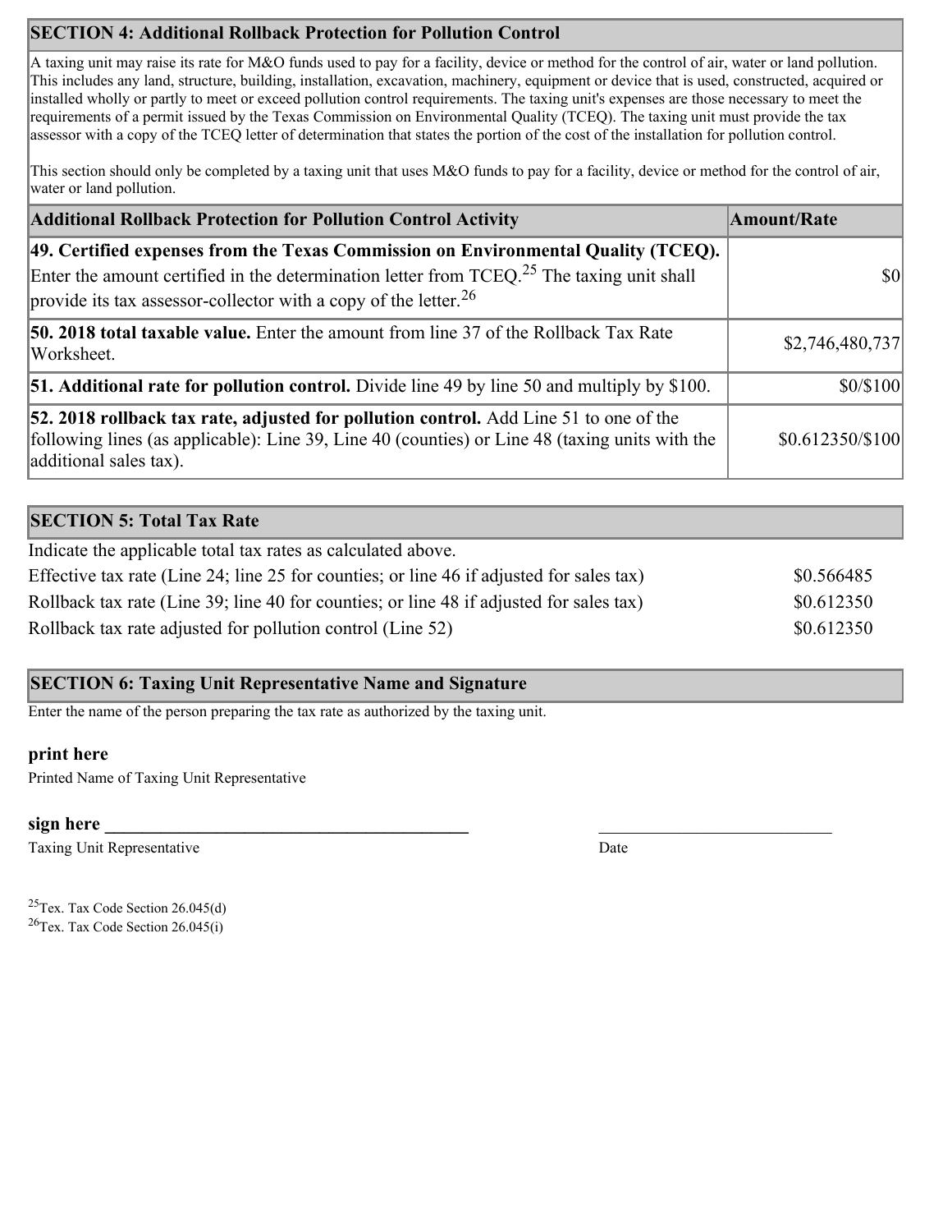## SECTION 4: Additional Rollback Protection for Pollution Control

A taxing unit may raise its rate for M&O funds used to pay for a facility, device or method for the control of air, water or land pollution. This includes any land, structure, building, installation, excavation, machinery, equipment or device that is used, constructed, acquired or installed wholly or partly to meet or exceed pollution control requirements. The taxing unit's expenses are those necessary to meet the requirements of a permit issued by the Texas Commission on Environmental Quality (TCEQ). The taxing unit must provide the tax assessor with a copy of the TCEQ letter of determination that states the portion of the cost of the installation for pollution control.

This section should only be completed by a taxing unit that uses M&O funds to pay for a facility, device or method for the control of air, water or land pollution.

| Additional Rollback Protection for Pollution Control Activity | Amount/Rate |
|---|---|
| **49. Certified expenses from the Texas Commission on Environmental Quality (TCEQ).** Enter the amount certified in the determination letter from TCEQ.[25] The taxing unit shall provide its tax assessor-collector with a copy of the letter.[26] | $0 |
| **50. 2018 total taxable value.** Enter the amount from line 37 of the Rollback Tax Rate Worksheet. | $2,746,480,737 |
| **51. Additional rate for pollution control.** Divide line 49 by line 50 and multiply by $100. | $0/$100 |
| **52. 2018 rollback tax rate, adjusted for pollution control.** Add Line 51 to one of the following lines (as applicable): Line 39, Line 40 (counties) or Line 48 (taxing units with the additional sales tax). | $0.612350/$100 |

## SECTION 5: Total Tax Rate

Indicate the applicable total tax rates as calculated above.

| | |
|---|---|
| Effective tax rate (Line 24; line 25 for counties; or line 46 if adjusted for sales tax) | $0.566485 |
| Rollback tax rate (Line 39; line 40 for counties; or line 48 if adjusted for sales tax) | $0.612350 |
| Rollback tax rate adjusted for pollution control (Line 52) | $0.612350 |

## SECTION 6: Taxing Unit Representative Name and Signature

Enter the name of the person preparing the tax rate as authorized by the taxing unit.

**print here**

Printed Name of Taxing Unit Representative

**sign here** ________________________________________ ____________________________

Taxing Unit Representative Date

[25] Tex. Tax Code Section 26.045(d)
[26] Tex. Tax Code Section 26.045(i)